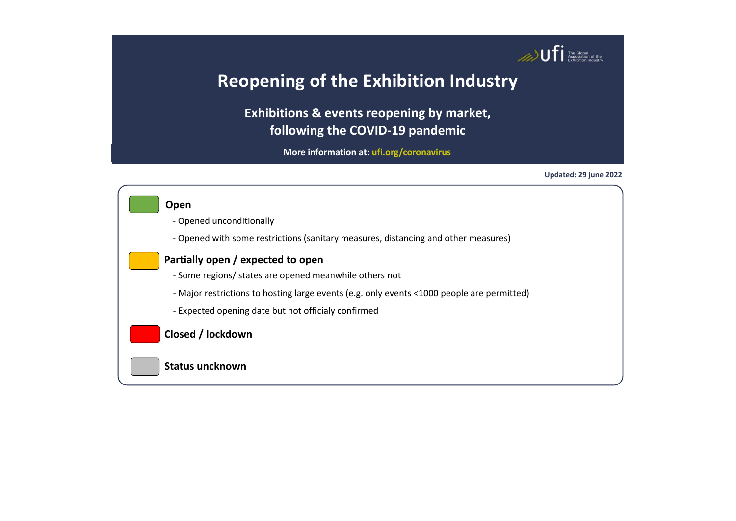The Global Association of the Exhibition Industry

# Reopening of the Exhibition Industry

## Exhibitions & events reopening by market, following the COVID-19 pandemic

**More information at: ufi.org/coronavirus**

**Updated: 29 june 2022**

**Open**

- Opened unconditionally
- Opened with some restrictions (sanitary measures, distancing and other measures)

**Partially open / expected to open**

- Some regions/ states are opened meanwhile others not
- Major restrictions to hosting large events (e.g. only events <1000 people are permitted)
- Expected opening date but not officialy confirmed

**Closed / lockdown**

**Status uncknown**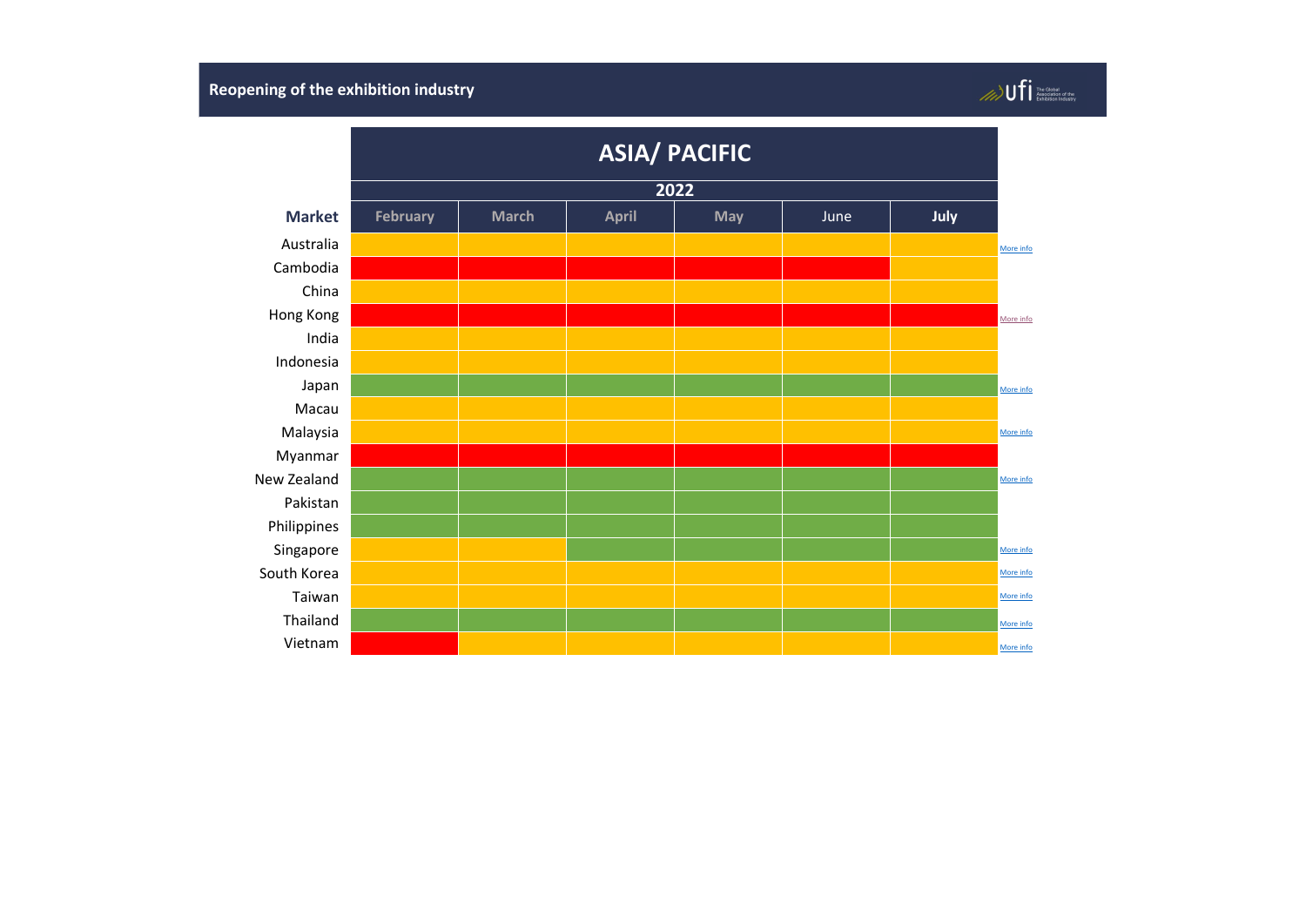## Reopening of the exhibition industry

### ASIA/ PACIFIC

| Market | February 2022 | March 2022 | April 2022 | May 2022 | June 2022 | July 2022 | |
|---|---|---|---|---|---|---|---|
| Australia | Yellow | Yellow | Yellow | Yellow | Yellow | Yellow | More info |
| Cambodia | Red | Red | Red | Red | Red | Yellow | |
| China | Yellow | Yellow | Yellow | Yellow | Yellow | Yellow | |
| Hong Kong | Red | Red | Red | Red | Red | Red | More info |
| India | Yellow | Yellow | Yellow | Yellow | Yellow | Yellow | |
| Indonesia | Yellow | Yellow | Yellow | Yellow | Yellow | Yellow | |
| Japan | Green | Green | Green | Green | Green | Green | More info |
| Macau | Yellow | Yellow | Yellow | Yellow | Yellow | Yellow | |
| Malaysia | Yellow | Yellow | Yellow | Yellow | Yellow | Yellow | More info |
| Myanmar | Red | Red | Red | Red | Red | Red | |
| New Zealand | Green | Green | Green | Green | Green | Green | More info |
| Pakistan | Green | Green | Green | Green | Green | Green | |
| Philippines | Green | Green | Green | Green | Green | Green | |
| Singapore | Yellow | Yellow | Green | Green | Green | Green | More info |
| South Korea | Yellow | Yellow | Yellow | Yellow | Yellow | Yellow | More info |
| Taiwan | Yellow | Yellow | Yellow | Yellow | Yellow | Yellow | More info |
| Thailand | Green | Green | Green | Green | Green | Green | More info |
| Vietnam | Red | Yellow | Yellow | Yellow | Yellow | Yellow | More info |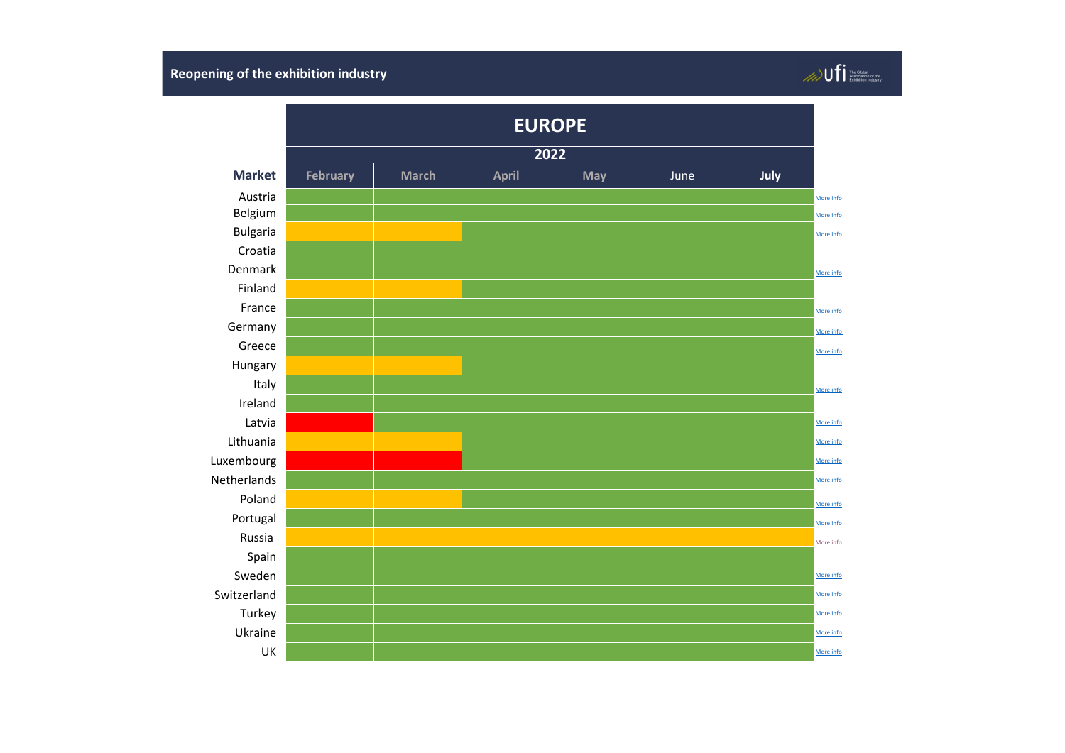## Reopening of the exhibition industry

### EUROPE

| Market | 2022 February | March | April | May | June | July | |
|---|---|---|---|---|---|---|---|
| Austria | Green | Green | Green | Green | Green | Green | More info |
| Belgium | Green | Green | Green | Green | Green | Green | More info |
| Bulgaria | Yellow | Yellow | Green | Green | Green | Green | More info |
| Croatia | Green | Green | Green | Green | Green | Green | |
| Denmark | Green | Green | Green | Green | Green | Green | More info |
| Finland | Yellow | Yellow | Green | Green | Green | Green | |
| France | Green | Green | Green | Green | Green | Green | More info |
| Germany | Green | Green | Green | Green | Green | Green | More info |
| Greece | Green | Green | Green | Green | Green | Green | More info |
| Hungary | Yellow | Yellow | Green | Green | Green | Green | |
| Italy | Green | Green | Green | Green | Green | Green | More info |
| Ireland | Green | Green | Green | Green | Green | Green | |
| Latvia | Red | Green | Green | Green | Green | Green | More info |
| Lithuania | Yellow | Yellow | Green | Green | Green | Green | More info |
| Luxembourg | Red | Red | Green | Green | Green | Green | More info |
| Netherlands | Green | Green | Green | Green | Green | Green | More info |
| Poland | Yellow | Yellow | Green | Green | Green | Green | More info |
| Portugal | Green | Green | Green | Green | Green | Green | More info |
| Russia | Yellow | Yellow | Yellow | Yellow | Yellow | Yellow | More info |
| Spain | Green | Green | Green | Green | Green | Green | |
| Sweden | Green | Green | Green | Green | Green | Green | More info |
| Switzerland | Green | Green | Green | Green | Green | Green | More info |
| Turkey | Green | Green | Green | Green | Green | Green | More info |
| Ukraine | Green | Green | Green | Green | Green | Green | More info |
| UK | Green | Green | Green | Green | Green | Green | More info |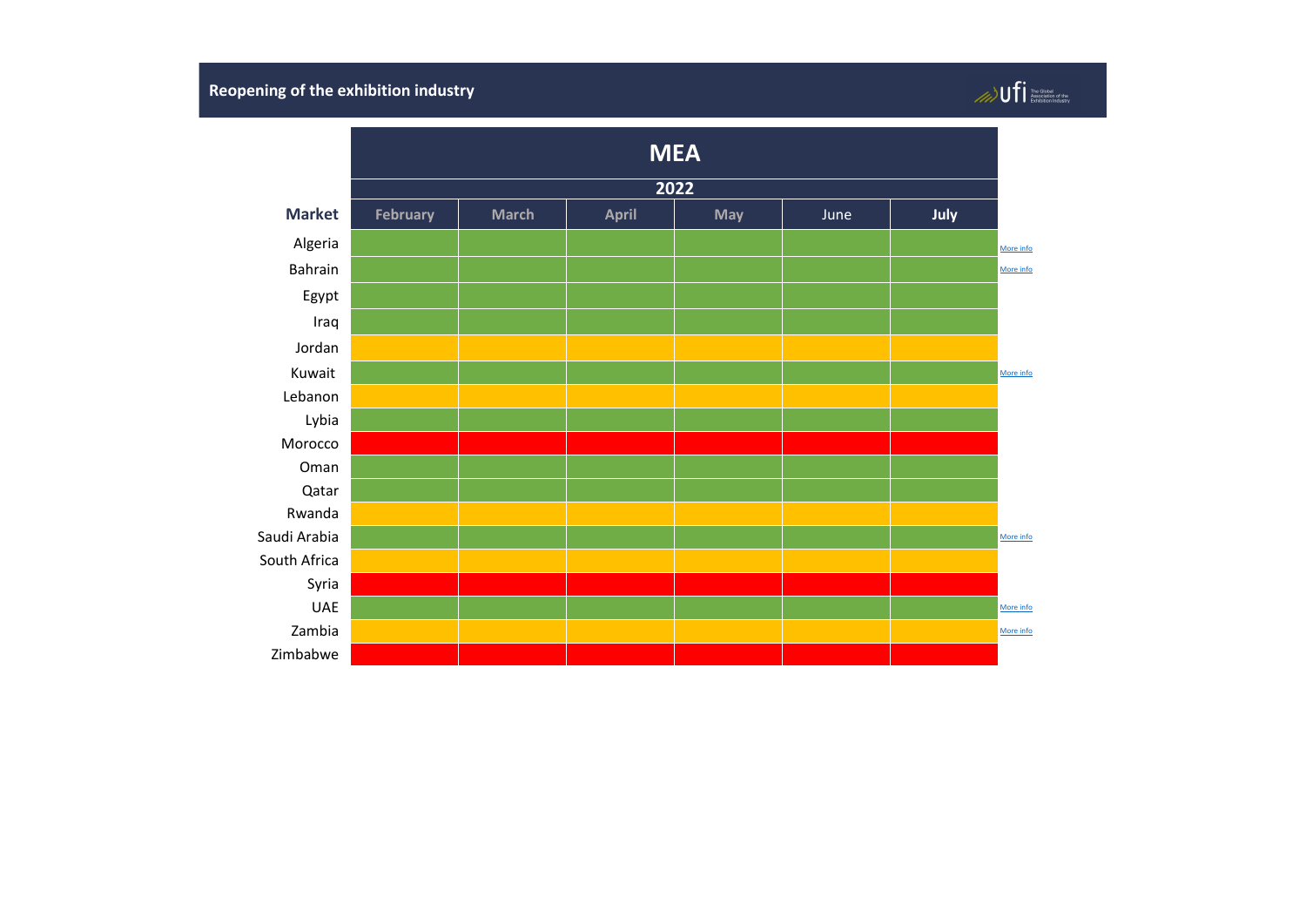## Reopening of the exhibition industry

ufi The Global Association of the Exhibition Industry

| | MEA | | | | | | |
|---|---|---|---|---|---|---|---|
| | 2022 | | | | | | |
| **Market** | **February** | **March** | **April** | **May** | June | **July** | |
| Algeria | Green | Green | Green | Green | Green | Green | More info |
| Bahrain | Green | Green | Green | Green | Green | Green | More info |
| Egypt | Green | Green | Green | Green | Green | Green | |
| Iraq | Green | Green | Green | Green | Green | Green | |
| Jordan | Yellow | Yellow | Yellow | Yellow | Yellow | Yellow | |
| Kuwait | Green | Green | Green | Green | Green | Green | More info |
| Lebanon | Yellow | Yellow | Yellow | Yellow | Yellow | Yellow | |
| Lybia | Green | Green | Green | Green | Green | Green | |
| Morocco | Red | Red | Red | Red | Red | Red | |
| Oman | Green | Green | Green | Green | Green | Green | |
| Qatar | Green | Green | Green | Green | Green | Green | |
| Rwanda | Yellow | Yellow | Yellow | Yellow | Yellow | Yellow | |
| Saudi Arabia | Green | Green | Green | Green | Green | Green | More info |
| South Africa | Yellow | Yellow | Yellow | Yellow | Yellow | Yellow | |
| Syria | Red | Red | Red | Red | Red | Red | |
| UAE | Green | Green | Green | Green | Green | Green | More info |
| Zambia | Yellow | Yellow | Yellow | Yellow | Yellow | Yellow | More info |
| Zimbabwe | Red | Red | Red | Red | Red | Red | |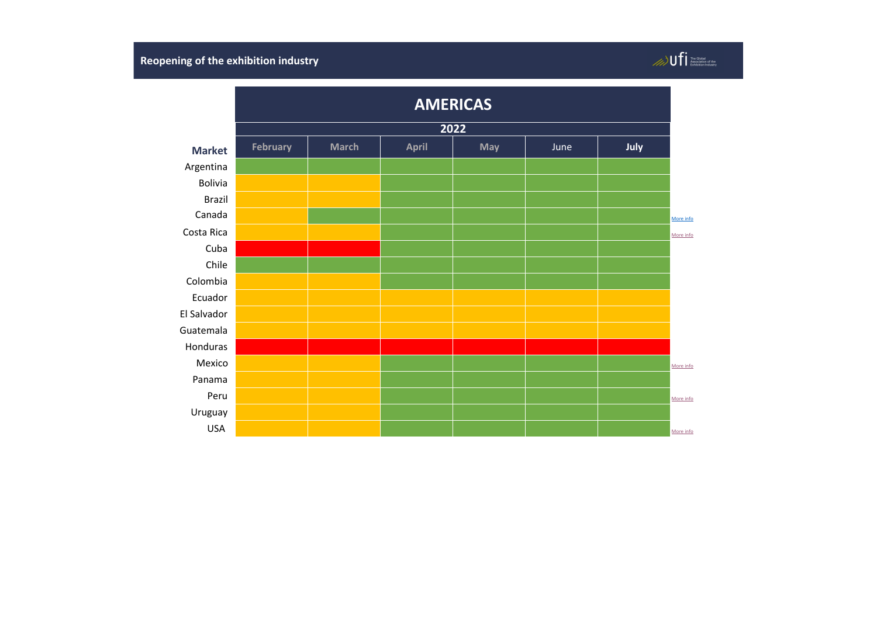# Reopening of the exhibition industry

## AMERICAS

| Market | February 2022 | March 2022 | April 2022 | May 2022 | June 2022 | July 2022 | |
|---|---|---|---|---|---|---|---|
| Argentina | Green | Green | Green | Green | Green | Green | |
| Bolivia | Yellow | Yellow | Green | Green | Green | Green | |
| Brazil | Yellow | Yellow | Green | Green | Green | Green | |
| Canada | Yellow | Green | Green | Green | Green | Green | More info |
| Costa Rica | Yellow | Yellow | Green | Green | Green | Green | More info |
| Cuba | Red | Red | Green | Green | Green | Green | |
| Chile | Green | Green | Green | Green | Green | Green | |
| Colombia | Yellow | Yellow | Green | Green | Green | Green | |
| Ecuador | Yellow | Yellow | Yellow | Yellow | Yellow | Yellow | |
| El Salvador | Yellow | Yellow | Yellow | Yellow | Yellow | Yellow | |
| Guatemala | Yellow | Yellow | Yellow | Yellow | Yellow | Yellow | |
| Honduras | Red | Red | Red | Red | Red | Red | |
| Mexico | Yellow | Yellow | Green | Green | Green | Green | More info |
| Panama | Yellow | Yellow | Green | Green | Green | Green | |
| Peru | Yellow | Yellow | Green | Green | Green | Green | More info |
| Uruguay | Yellow | Yellow | Green | Green | Green | Green | |
| USA | Yellow | Yellow | Green | Green | Green | Green | More info |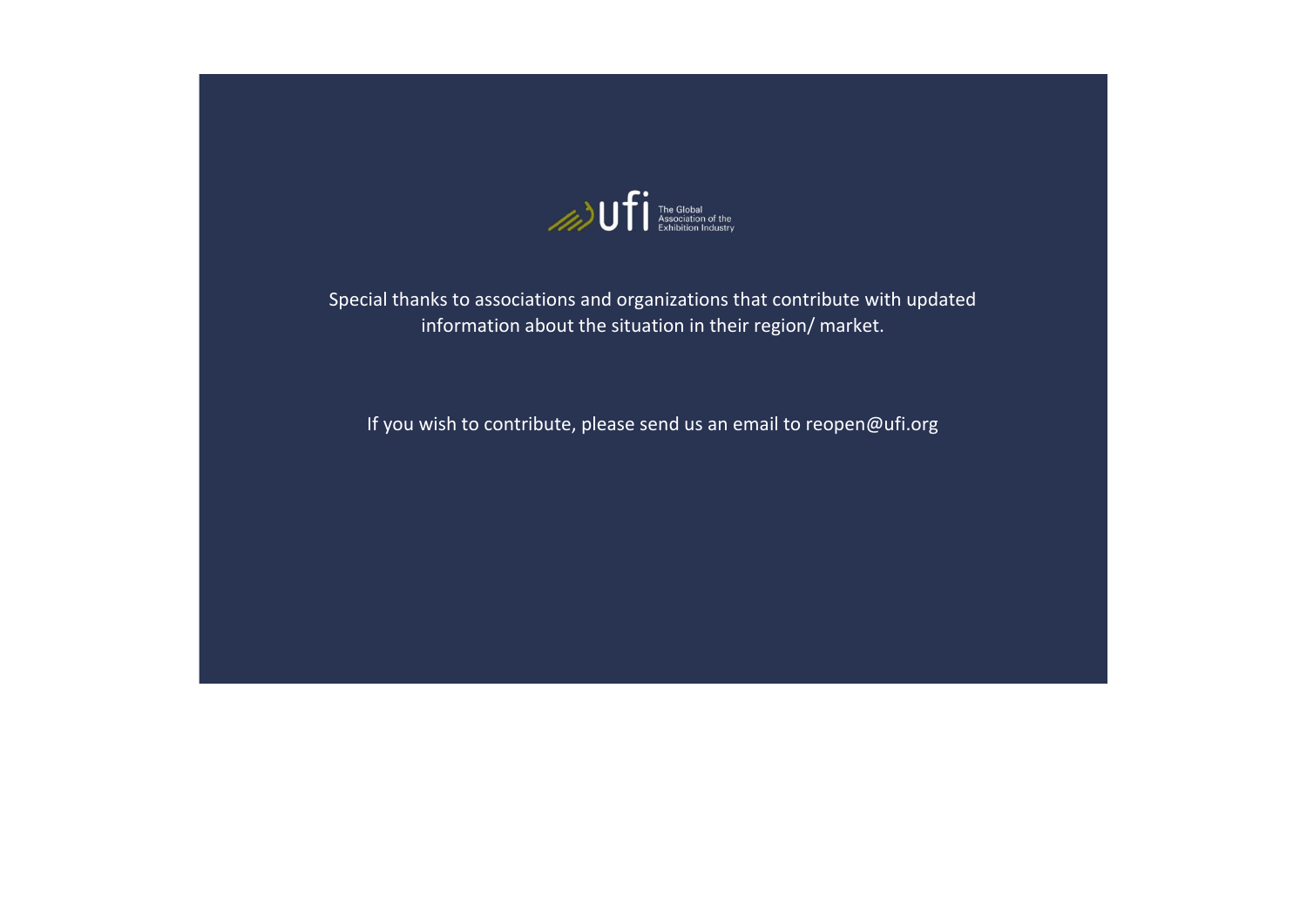ufi The Global Association of the Exhibition Industry

Special thanks to associations and organizations that contribute with updated information about the situation in their region/ market.

If you wish to contribute, please send us an email to reopen@ufi.org